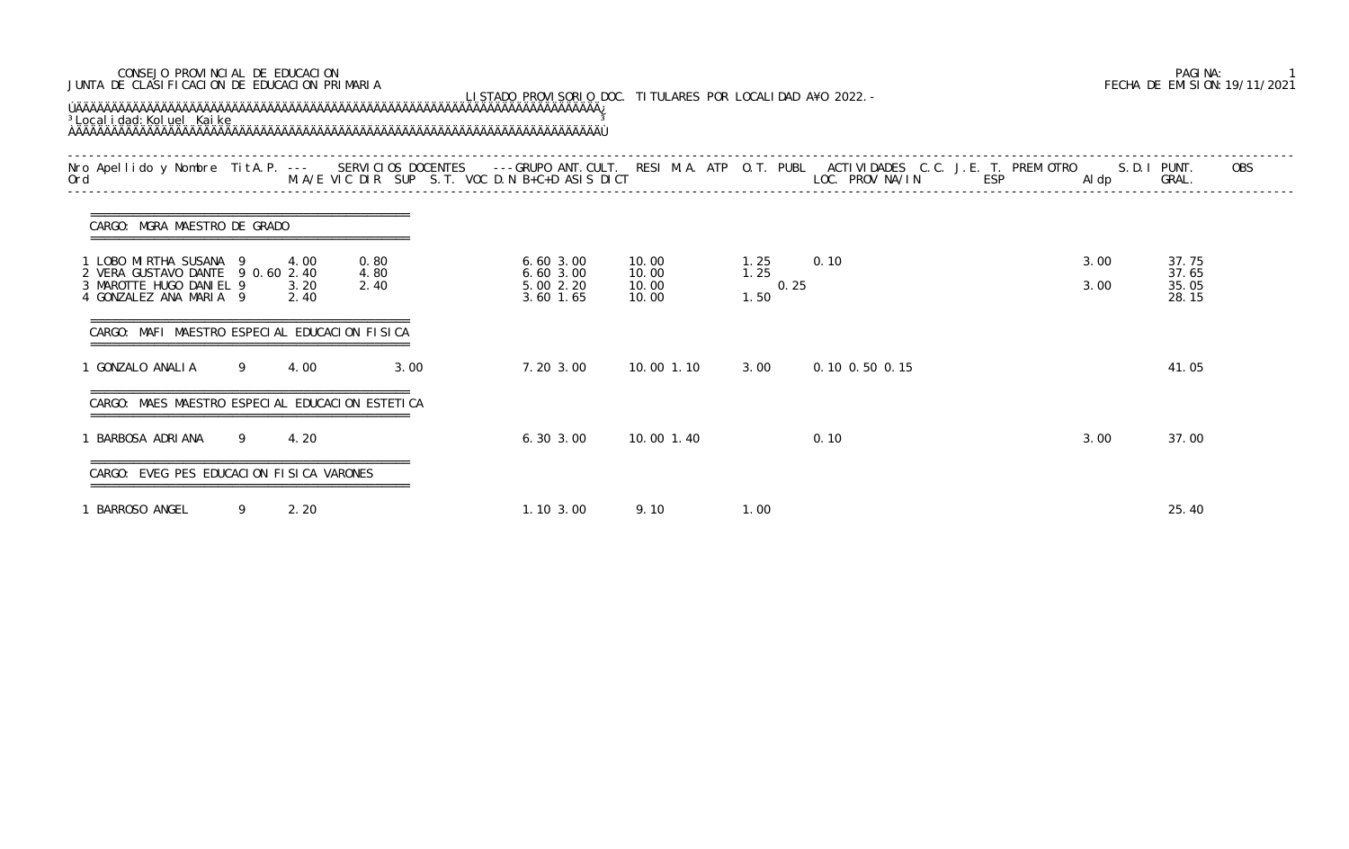CONSEJO PROVINCIAL DE EDUCACION
JUNTA DE CLASIFICACION DE EDUCACION PRIMARIA

FECHA DE EMISION: 19/11/2021

LISTADO PROVISORIO DOC. TITULARES POR LOCALIDAD AÑO 2022.-

Localidad: Koluel Kaike

| Nro Ord | Apellido y Nombre | Tit | A.P. | M.A/E | VIC | DIR | SUP | S.T. | VOC | D.N | B+C+D | ASIS | DICT | RESI | M.A. | ATP | O.T. | PUBL | ACTIVIDADES LOC. | PROV | NA/IN | C.C. | J.E. | T. ESP | PREM | OTRO | S.D.I Aldp | PUNT. GRAL. | OBS |
|---|---|---|---|---|---|---|---|---|---|---|---|---|---|---|---|---|---|---|---|---|---|---|---|---|---|---|---|---|---|
| **CARGO: MGRA MAESTRO DE GRADO** | | | | | | | | | | | | | | | | | | | | | | | | | | | | | |
| 1 | LOBO MIRTHA SUSANA | 9 | | 4.00 | | | 0.80 | | | | 6.60 | 3.00 | | 10.00 | | | 1.25 | | 0.10 | | | | | | | | 3.00 | 37.75 | |
| 2 | VERA GUSTAVO DANTE | 9 | 0.60 | 2.40 | | | 4.80 | | | | 6.60 | 3.00 | | 10.00 | | | 1.25 | | | | | | | | | | | 37.65 | |
| 3 | MAROTTE HUGO DANIEL | 9 | | 3.20 | | | 2.40 | | | | 5.00 | 2.20 | | 10.00 | | | | 0.25 | | | | | | | | | 3.00 | 35.05 | |
| 4 | GONZALEZ ANA MARIA | 9 | | 2.40 | | | | | | | 3.60 | 1.65 | | 10.00 | | | 1.50 | | | | | | | | | | | 28.15 | |
| **CARGO: MAFI MAESTRO ESPECIAL EDUCACION FISICA** | | | | | | | | | | | | | | | | | | | | | | | | | | | | | |
| 1 | GONZALO ANALIA | 9 | | 4.00 | | | | 3.00 | | | 7.20 | 3.00 | | 10.00 | 1.10 | | 3.00 | | 0.10 | 0.50 | 0.15 | | | | | | | 41.05 | |
| **CARGO: MAES MAESTRO ESPECIAL EDUCACION ESTETICA** | | | | | | | | | | | | | | | | | | | | | | | | | | | | | |
| 1 | BARBOSA ADRIANA | 9 | | 4.20 | | | | | | | 6.30 | 3.00 | | 10.00 | 1.40 | | | | 0.10 | | | | | | | | 3.00 | 37.00 | |
| **CARGO: EVEG PES EDUCACION FISICA VARONES** | | | | | | | | | | | | | | | | | | | | | | | | | | | | | |
| 1 | BARROSO ANGEL | 9 | | 2.20 | | | | | | | 1.10 | 3.00 | | 9.10 | | | 1.00 | | | | | | | | | | | 25.40 | |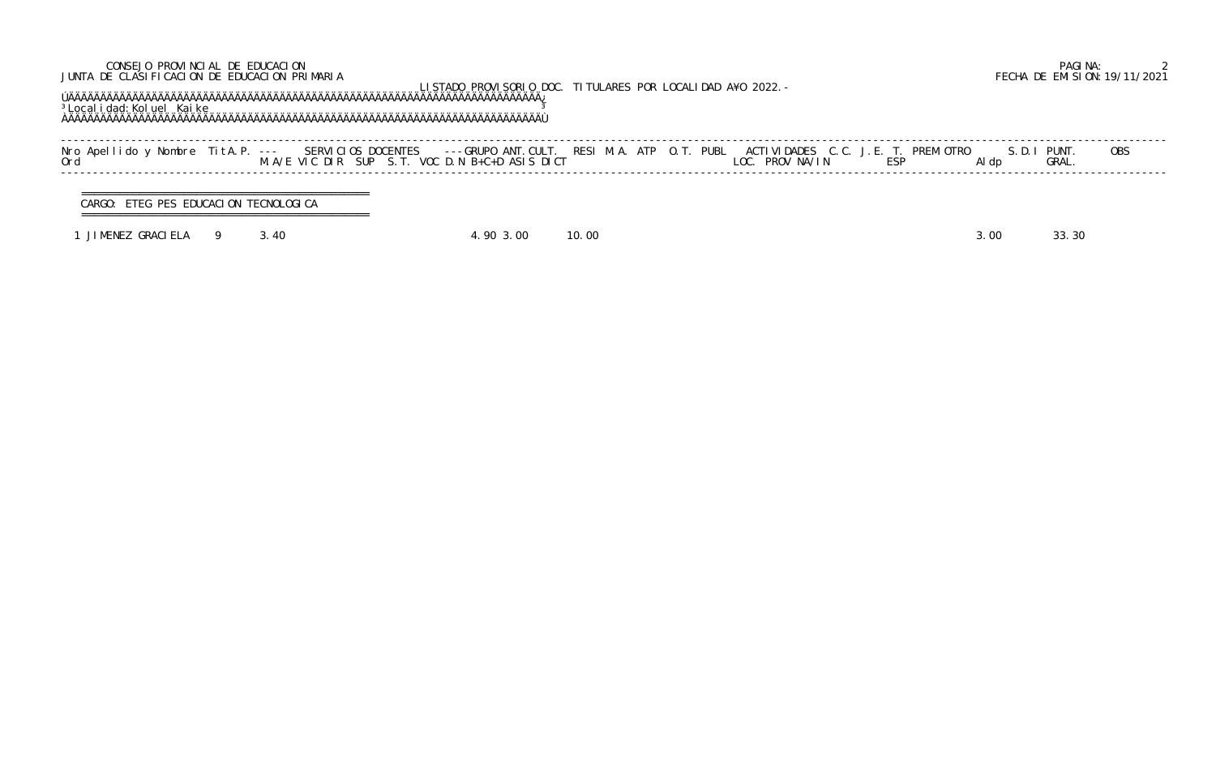CONSEJO PROVINCIAL DE EDUCACION
JUNTA DE CLASIFICACION DE EDUCACION PRIMARIA

LISTADO PROVISORIO DOC. TITULARES POR LOCALIDAD A¥O 2022.-

FECHA DE EMISION: 19/11/2021

Localidad: Koluel Kaike

| Nro Ord | Apellido y Nombre | Tit | A.P. | --- SERVICIOS DOCENTES M.A/E | VIC | DIR | SUP | S.T. | VOC | ---GRUPO D.N | ANT. B+C+D | CULT. ASIS | DICT | RESI | M.A. | ATP | O.T. | PUBL | ACTIVIDADES LOC. | PROV | NA/IN | C.C. | J.E. ESP | T. | PREM | OTRO | S.D.I Aldp | PUNT. GRAL. | OBS |
|---|---|---|---|---|---|---|---|---|---|---|---|---|---|---|---|---|---|---|---|---|---|---|---|---|---|---|---|---|---|
| | **CARGO: ETEG PES EDUCACION TECNOLOGICA** | | | | | | | | | | | | | | | | | | | | | | | | | | | | |
| 1 | JIMENEZ GRACIELA | 9 | | 3.40 | | | | | | 4.90 | 3.00 | | | 10.00 | | | | | | | | | | | | | 3.00 | 33.30 | |